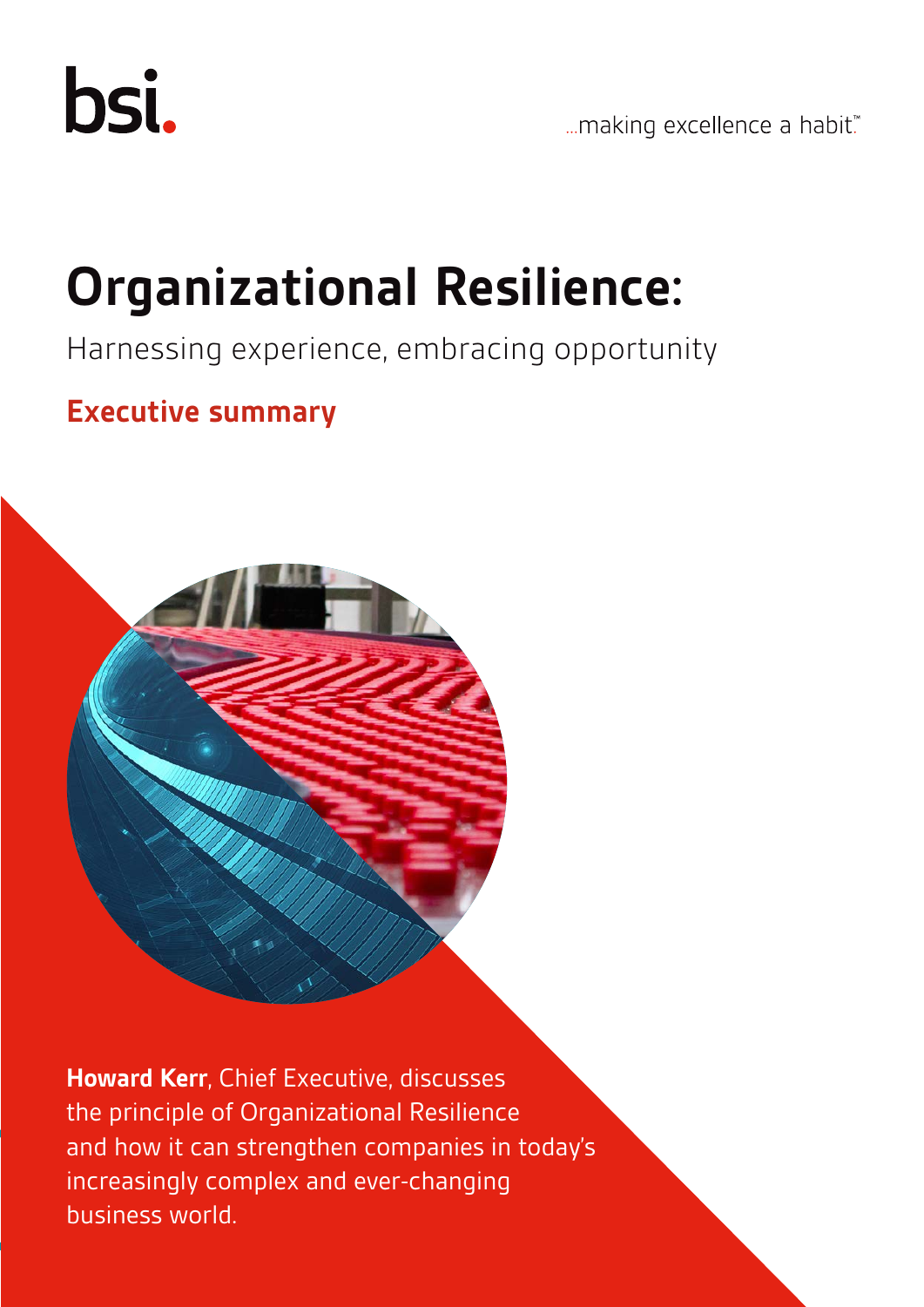bsi.

...making excellence a habit.™

# Organizational Resilience:

Harnessing experience, embracing opportunity

## Executive summary

**Howard Kerr**, Chief Executive, discusses the principle of Organizational Resilience and how it can strengthen companies in today's increasingly complex and ever-changing business world.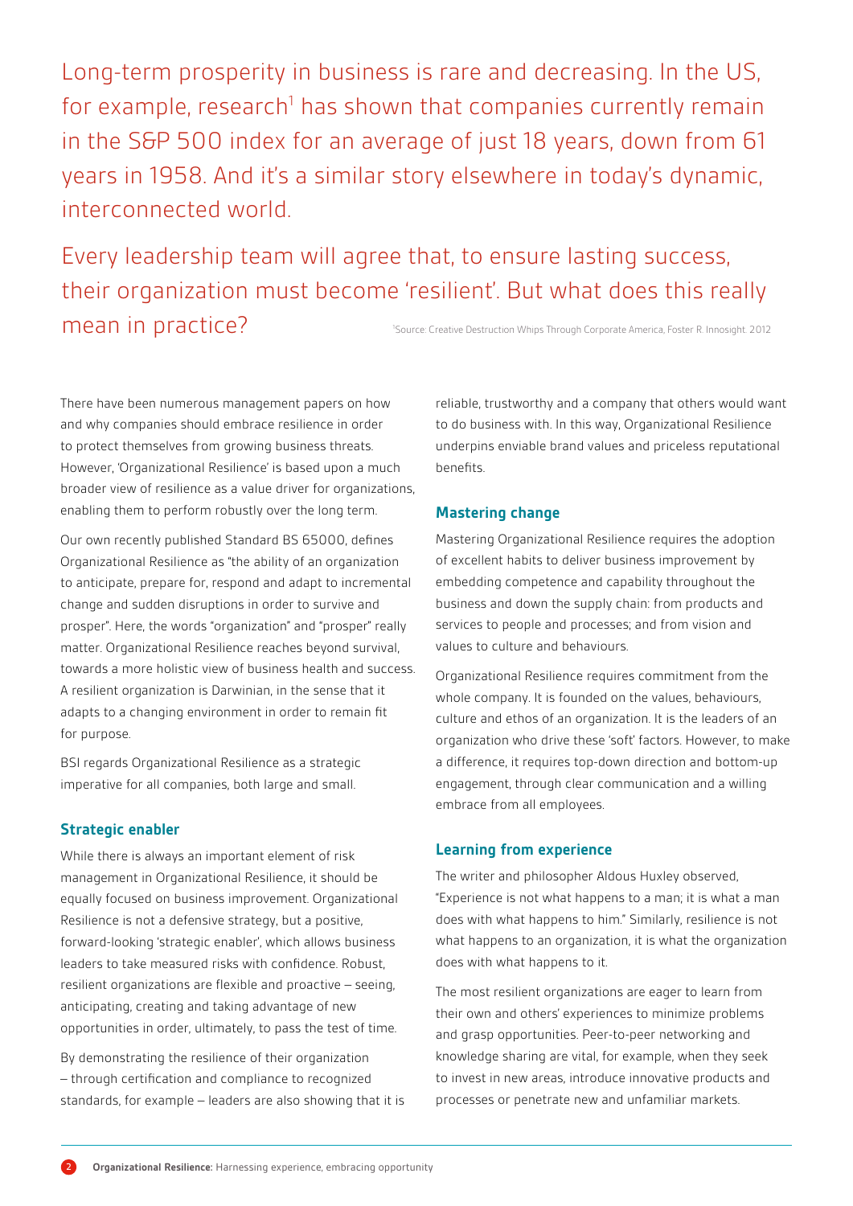Long-term prosperity in business is rare and decreasing. In the US, for example, research[1] has shown that companies currently remain in the S&P 500 index for an average of just 18 years, down from 61 years in 1958. And it's a similar story elsewhere in today's dynamic, interconnected world.

Every leadership team will agree that, to ensure lasting success, their organization must become 'resilient'. But what does this really mean in practice?

[1]Source: Creative Destruction Whips Through Corporate America, Foster R. Innosight. 2012

There have been numerous management papers on how and why companies should embrace resilience in order to protect themselves from growing business threats. However, 'Organizational Resilience' is based upon a much broader view of resilience as a value driver for organizations, enabling them to perform robustly over the long term.

Our own recently published Standard BS 65000, defines Organizational Resilience as "the ability of an organization to anticipate, prepare for, respond and adapt to incremental change and sudden disruptions in order to survive and prosper". Here, the words "organization" and "prosper" really matter. Organizational Resilience reaches beyond survival, towards a more holistic view of business health and success. A resilient organization is Darwinian, in the sense that it adapts to a changing environment in order to remain fit for purpose.

BSI regards Organizational Resilience as a strategic imperative for all companies, both large and small.

## Strategic enabler

While there is always an important element of risk management in Organizational Resilience, it should be equally focused on business improvement. Organizational Resilience is not a defensive strategy, but a positive, forward-looking 'strategic enabler', which allows business leaders to take measured risks with confidence. Robust, resilient organizations are flexible and proactive – seeing, anticipating, creating and taking advantage of new opportunities in order, ultimately, to pass the test of time.

By demonstrating the resilience of their organization – through certification and compliance to recognized standards, for example – leaders are also showing that it is reliable, trustworthy and a company that others would want to do business with. In this way, Organizational Resilience underpins enviable brand values and priceless reputational benefits.

## Mastering change

Mastering Organizational Resilience requires the adoption of excellent habits to deliver business improvement by embedding competence and capability throughout the business and down the supply chain: from products and services to people and processes; and from vision and values to culture and behaviours.

Organizational Resilience requires commitment from the whole company. It is founded on the values, behaviours, culture and ethos of an organization. It is the leaders of an organization who drive these 'soft' factors. However, to make a difference, it requires top-down direction and bottom-up engagement, through clear communication and a willing embrace from all employees.

## Learning from experience

The writer and philosopher Aldous Huxley observed, "Experience is not what happens to a man; it is what a man does with what happens to him." Similarly, resilience is not what happens to an organization, it is what the organization does with what happens to it.

The most resilient organizations are eager to learn from their own and others' experiences to minimize problems and grasp opportunities. Peer-to-peer networking and knowledge sharing are vital, for example, when they seek to invest in new areas, introduce innovative products and processes or penetrate new and unfamiliar markets.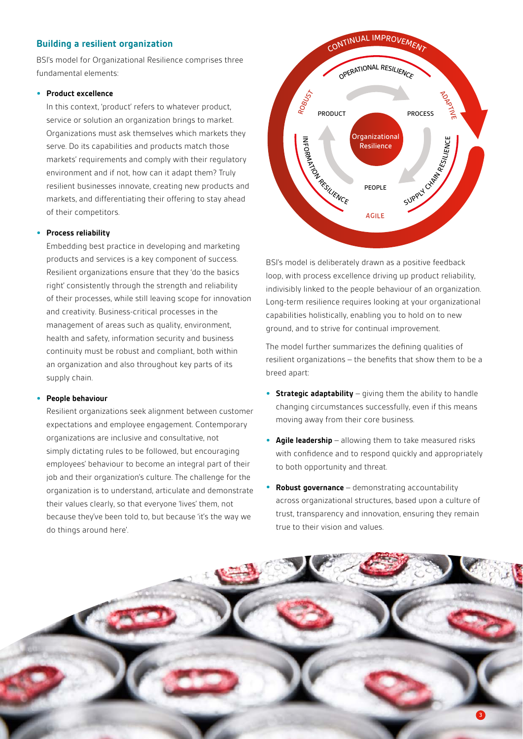## Building a resilient organization

BSI's model for Organizational Resilience comprises three fundamental elements:

- **Product excellence**

  In this context, 'product' refers to whatever product, service or solution an organization brings to market. Organizations must ask themselves which markets they serve. Do its capabilities and products match those markets' requirements and comply with their regulatory environment and if not, how can it adapt them? Truly resilient businesses innovate, creating new products and markets, and differentiating their offering to stay ahead of their competitors.

- **Process reliability**

  Embedding best practice in developing and marketing products and services is a key component of success. Resilient organizations ensure that they 'do the basics right' consistently through the strength and reliability of their processes, while still leaving scope for innovation and creativity. Business-critical processes in the management of areas such as quality, environment, health and safety, information security and business continuity must be robust and compliant, both within an organization and also throughout key parts of its supply chain.

- **People behaviour**

  Resilient organizations seek alignment between customer expectations and employee engagement. Contemporary organizations are inclusive and consultative, not simply dictating rules to be followed, but encouraging employees' behaviour to become an integral part of their job and their organization's culture. The challenge for the organization is to understand, articulate and demonstrate their values clearly, so that everyone 'lives' them, not because they've been told to, but because 'it's the way we do things around here'.

CONTINUAL IMPROVEMENT
OPERATIONAL RESILIENCE
ROBUST
ADAPTIVE
PRODUCT
PROCESS
Organizational Resilience
INFORMATION RESILIENCE
SUPPLY CHAIN RESILIENCE
PEOPLE
AGILE

BSI's model is deliberately drawn as a positive feedback loop, with process excellence driving up product reliability, indivisibly linked to the people behaviour of an organization. Long-term resilience requires looking at your organizational capabilities holistically, enabling you to hold on to new ground, and to strive for continual improvement.

The model further summarizes the defining qualities of resilient organizations – the benefits that show them to be a breed apart:

- **Strategic adaptability** – giving them the ability to handle changing circumstances successfully, even if this means moving away from their core business.
- **Agile leadership** – allowing them to take measured risks with confidence and to respond quickly and appropriately to both opportunity and threat.
- **Robust governance** – demonstrating accountability across organizational structures, based upon a culture of trust, transparency and innovation, ensuring they remain true to their vision and values.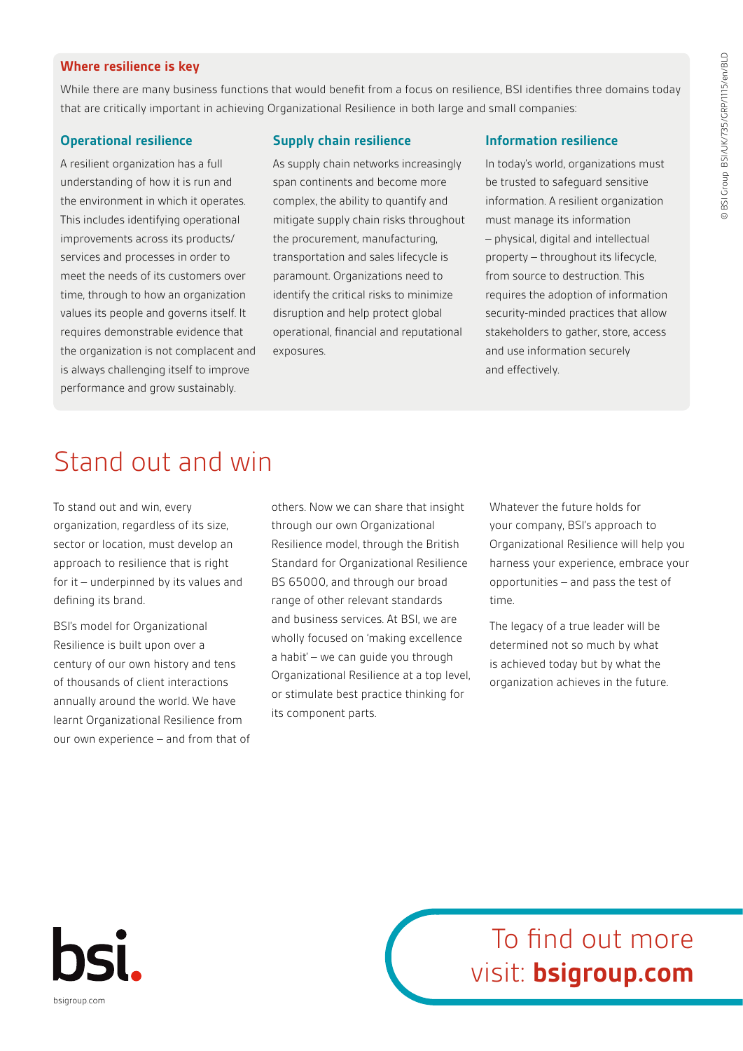## Where resilience is key

While there are many business functions that would benefit from a focus on resilience, BSI identifies three domains today that are critically important in achieving Organizational Resilience in both large and small companies:

### Operational resilience

A resilient organization has a full understanding of how it is run and the environment in which it operates. This includes identifying operational improvements across its products/services and processes in order to meet the needs of its customers over time, through to how an organization values its people and governs itself. It requires demonstrable evidence that the organization is not complacent and is always challenging itself to improve performance and grow sustainably.

### Supply chain resilience

As supply chain networks increasingly span continents and become more complex, the ability to quantify and mitigate supply chain risks throughout the procurement, manufacturing, transportation and sales lifecycle is paramount. Organizations need to identify the critical risks to minimize disruption and help protect global operational, financial and reputational exposures.

### Information resilience

In today's world, organizations must be trusted to safeguard sensitive information. A resilient organization must manage its information – physical, digital and intellectual property – throughout its lifecycle, from source to destruction. This requires the adoption of information security-minded practices that allow stakeholders to gather, store, access and use information securely and effectively.

# Stand out and win

To stand out and win, every organization, regardless of its size, sector or location, must develop an approach to resilience that is right for it – underpinned by its values and defining its brand.

BSI's model for Organizational Resilience is built upon over a century of our own history and tens of thousands of client interactions annually around the world. We have learnt Organizational Resilience from our own experience – and from that of others. Now we can share that insight through our own Organizational Resilience model, through the British Standard for Organizational Resilience BS 65000, and through our broad range of other relevant standards and business services. At BSI, we are wholly focused on 'making excellence a habit' – we can guide you through Organizational Resilience at a top level, or stimulate best practice thinking for its component parts.

Whatever the future holds for your company, BSI's approach to Organizational Resilience will help you harness your experience, embrace your opportunities – and pass the test of time.

The legacy of a true leader will be determined not so much by what is achieved today but by what the organization achieves in the future.

bsi.

bsigroup.com

To find out more visit: **bsigroup.com**

© BSI Group BSI/UK/735/GRP/1115/en/BLD